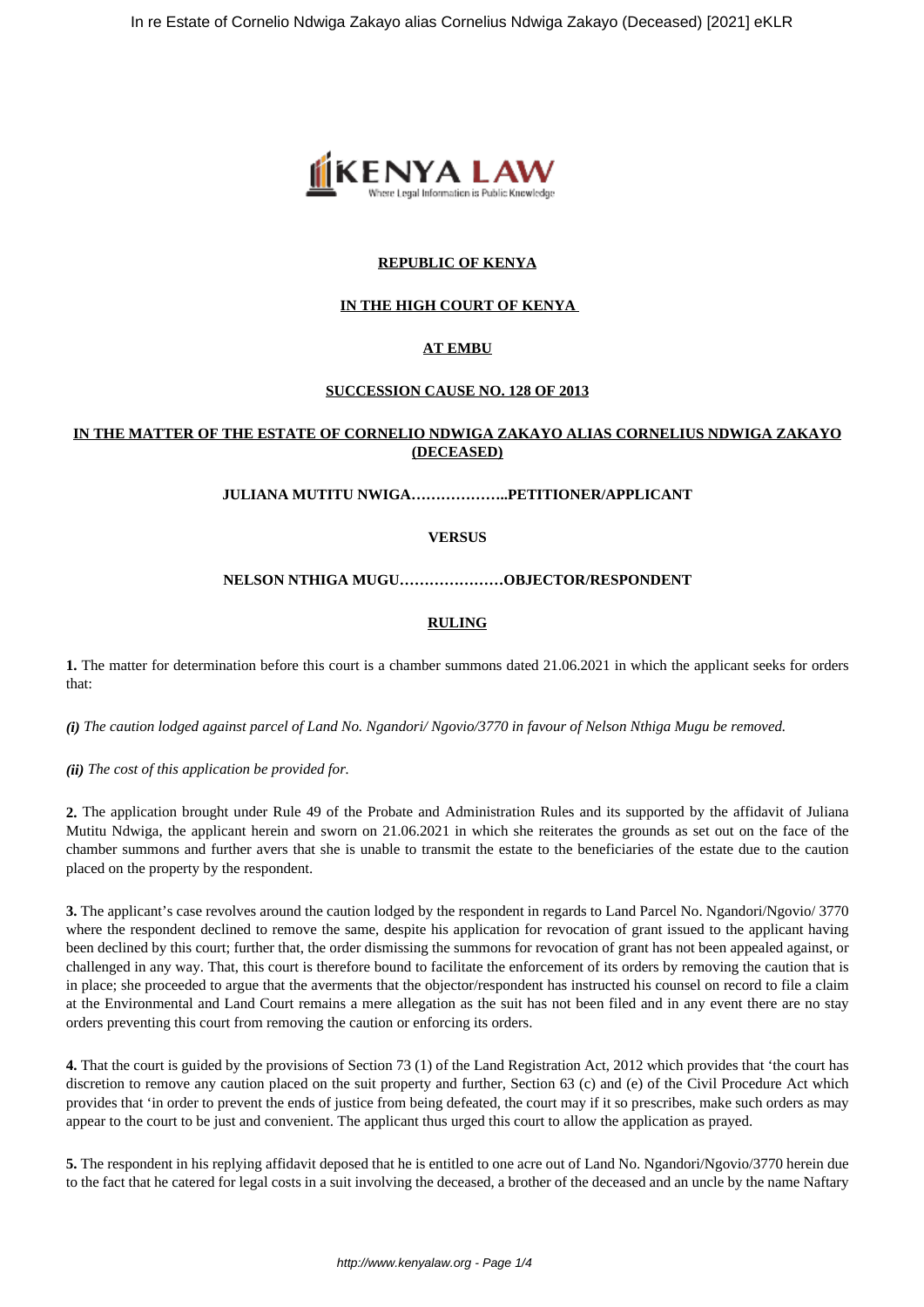**REPUBLIC OF KENYA**

**IN THE HIGH COURT OF KENYA**

**AT EMBU**

**SUCCESSION CAUSE NO. 128 OF 2013**

**IN THE MATTER OF THE ESTATE OF CORNELIO NDWIGA ZAKAYO ALIAS CORNELIUS NDWIGA ZAKAYO (DECEASED)**

**JULIANA MUTITU NWIGA………………..PETITIONER/APPLICANT**

**VERSUS**

**NELSON NTHIGA MUGU…………………OBJECTOR/RESPONDENT**

**RULING**

**1.** The matter for determination before this court is a chamber summons dated 21.06.2021 in which the applicant seeks for orders that:

***(i)*** *The caution lodged against parcel of Land No. Ngandori/ Ngovio/3770 in favour of Nelson Nthiga Mugu be removed.*

***(ii)*** *The cost of this application be provided for.*

**2.** The application brought under Rule 49 of the Probate and Administration Rules and its supported by the affidavit of Juliana Mutitu Ndwiga, the applicant herein and sworn on 21.06.2021 in which she reiterates the grounds as set out on the face of the chamber summons and further avers that she is unable to transmit the estate to the beneficiaries of the estate due to the caution placed on the property by the respondent.

**3.** The applicant's case revolves around the caution lodged by the respondent in regards to Land Parcel No. Ngandori/Ngovio/ 3770 where the respondent declined to remove the same, despite his application for revocation of grant issued to the applicant having been declined by this court; further that, the order dismissing the summons for revocation of grant has not been appealed against, or challenged in any way. That, this court is therefore bound to facilitate the enforcement of its orders by removing the caution that is in place; she proceeded to argue that the averments that the objector/respondent has instructed his counsel on record to file a claim at the Environmental and Land Court remains a mere allegation as the suit has not been filed and in any event there are no stay orders preventing this court from removing the caution or enforcing its orders.

**4.** That the court is guided by the provisions of Section 73 (1) of the Land Registration Act, 2012 which provides that 'the court has discretion to remove any caution placed on the suit property and further, Section 63 (c) and (e) of the Civil Procedure Act which provides that 'in order to prevent the ends of justice from being defeated, the court may if it so prescribes, make such orders as may appear to the court to be just and convenient. The applicant thus urged this court to allow the application as prayed.

**5.** The respondent in his replying affidavit deposed that he is entitled to one acre out of Land No. Ngandori/Ngovio/3770 herein due to the fact that he catered for legal costs in a suit involving the deceased, a brother of the deceased and an uncle by the name Naftary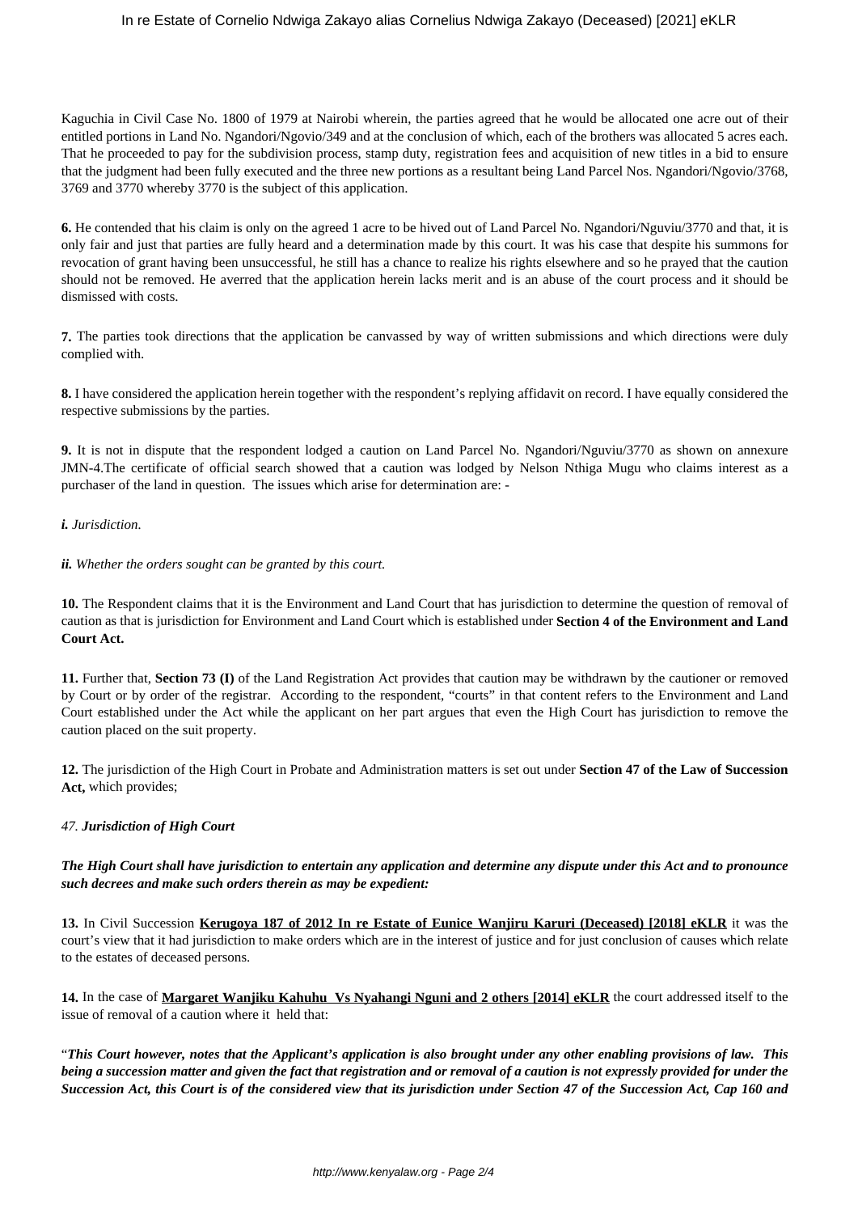Kaguchia in Civil Case No. 1800 of 1979 at Nairobi wherein, the parties agreed that he would be allocated one acre out of their entitled portions in Land No. Ngandori/Ngovio/349 and at the conclusion of which, each of the brothers was allocated 5 acres each. That he proceeded to pay for the subdivision process, stamp duty, registration fees and acquisition of new titles in a bid to ensure that the judgment had been fully executed and the three new portions as a resultant being Land Parcel Nos. Ngandori/Ngovio/3768, 3769 and 3770 whereby 3770 is the subject of this application.

**6.** He contended that his claim is only on the agreed 1 acre to be hived out of Land Parcel No. Ngandori/Nguviu/3770 and that, it is only fair and just that parties are fully heard and a determination made by this court. It was his case that despite his summons for revocation of grant having been unsuccessful, he still has a chance to realize his rights elsewhere and so he prayed that the caution should not be removed. He averred that the application herein lacks merit and is an abuse of the court process and it should be dismissed with costs.

**7.** The parties took directions that the application be canvassed by way of written submissions and which directions were duly complied with.

**8.** I have considered the application herein together with the respondent's replying affidavit on record. I have equally considered the respective submissions by the parties.

**9.** It is not in dispute that the respondent lodged a caution on Land Parcel No. Ngandori/Nguviu/3770 as shown on annexure JMN-4.The certificate of official search showed that a caution was lodged by Nelson Nthiga Mugu who claims interest as a purchaser of the land in question. The issues which arise for determination are: -

***i.*** *Jurisdiction.*

***ii.*** *Whether the orders sought can be granted by this court.*

**10.** The Respondent claims that it is the Environment and Land Court that has jurisdiction to determine the question of removal of caution as that is jurisdiction for Environment and Land Court which is established under **Section 4 of the Environment and Land Court Act.**

**11.** Further that, **Section 73 (I)** of the Land Registration Act provides that caution may be withdrawn by the cautioner or removed by Court or by order of the registrar. According to the respondent, "courts" in that content refers to the Environment and Land Court established under the Act while the applicant on her part argues that even the High Court has jurisdiction to remove the caution placed on the suit property.

**12.** The jurisdiction of the High Court in Probate and Administration matters is set out under **Section 47 of the Law of Succession Act,** which provides;

*47. **Jurisdiction of High Court***

***The High Court shall have jurisdiction to entertain any application and determine any dispute under this Act and to pronounce such decrees and make such orders therein as may be expedient:***

**13.** In Civil Succession **Kerugoya 187 of 2012 In re Estate of Eunice Wanjiru Karuri (Deceased) [2018] eKLR** it was the court's view that it had jurisdiction to make orders which are in the interest of justice and for just conclusion of causes which relate to the estates of deceased persons.

**14.** In the case of **Margaret Wanjiku Kahuhu Vs Nyahangi Nguni and 2 others [2014] eKLR** the court addressed itself to the issue of removal of a caution where it held that:

"***This Court however, notes that the Applicant's application is also brought under any other enabling provisions of law. This being a succession matter and given the fact that registration and or removal of a caution is not expressly provided for under the Succession Act, this Court is of the considered view that its jurisdiction under Section 47 of the Succession Act, Cap 160 and***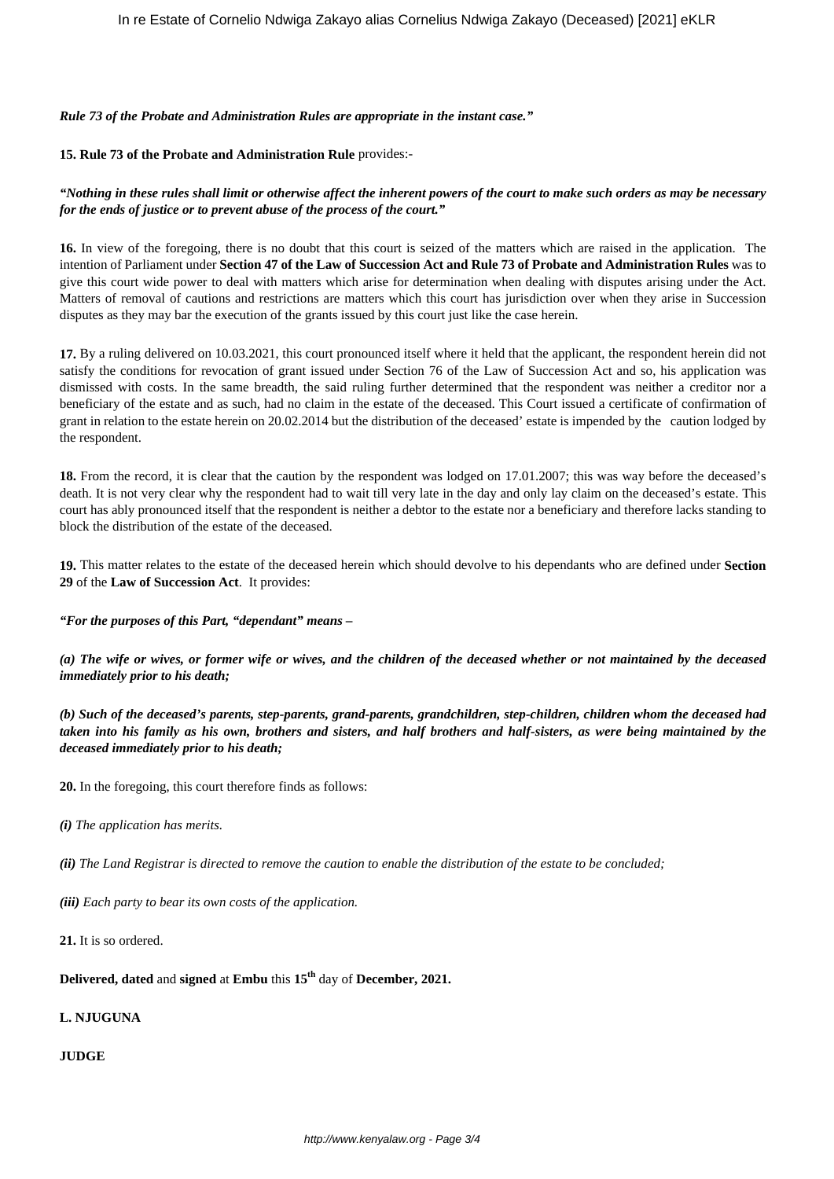***Rule 73 of the Probate and Administration Rules are appropriate in the instant case."***

**15. Rule 73 of the Probate and Administration Rule** provides:-

***"Nothing in these rules shall limit or otherwise affect the inherent powers of the court to make such orders as may be necessary for the ends of justice or to prevent abuse of the process of the court."***

**16.** In view of the foregoing, there is no doubt that this court is seized of the matters which are raised in the application. The intention of Parliament under **Section 47 of the Law of Succession Act and Rule 73 of Probate and Administration Rules** was to give this court wide power to deal with matters which arise for determination when dealing with disputes arising under the Act. Matters of removal of cautions and restrictions are matters which this court has jurisdiction over when they arise in Succession disputes as they may bar the execution of the grants issued by this court just like the case herein.

**17.** By a ruling delivered on 10.03.2021, this court pronounced itself where it held that the applicant, the respondent herein did not satisfy the conditions for revocation of grant issued under Section 76 of the Law of Succession Act and so, his application was dismissed with costs. In the same breadth, the said ruling further determined that the respondent was neither a creditor nor a beneficiary of the estate and as such, had no claim in the estate of the deceased. This Court issued a certificate of confirmation of grant in relation to the estate herein on 20.02.2014 but the distribution of the deceased' estate is impended by the caution lodged by the respondent.

**18.** From the record, it is clear that the caution by the respondent was lodged on 17.01.2007; this was way before the deceased's death. It is not very clear why the respondent had to wait till very late in the day and only lay claim on the deceased's estate. This court has ably pronounced itself that the respondent is neither a debtor to the estate nor a beneficiary and therefore lacks standing to block the distribution of the estate of the deceased.

**19.** This matter relates to the estate of the deceased herein which should devolve to his dependants who are defined under **Section 29** of the **Law of Succession Act**. It provides:

***"For the purposes of this Part, "dependant" means –***

***(a) The wife or wives, or former wife or wives, and the children of the deceased whether or not maintained by the deceased immediately prior to his death;***

***(b) Such of the deceased's parents, step-parents, grand-parents, grandchildren, step-children, children whom the deceased had taken into his family as his own, brothers and sisters, and half brothers and half-sisters, as were being maintained by the deceased immediately prior to his death;***

**20.** In the foregoing, this court therefore finds as follows:

***(i)*** *The application has merits.*

***(ii)*** *The Land Registrar is directed to remove the caution to enable the distribution of the estate to be concluded;*

***(iii)*** *Each party to bear its own costs of the application.*

**21.** It is so ordered.

**Delivered, dated** and **signed** at **Embu** this **15th** day of **December, 2021.**

**L. NJUGUNA**

**JUDGE**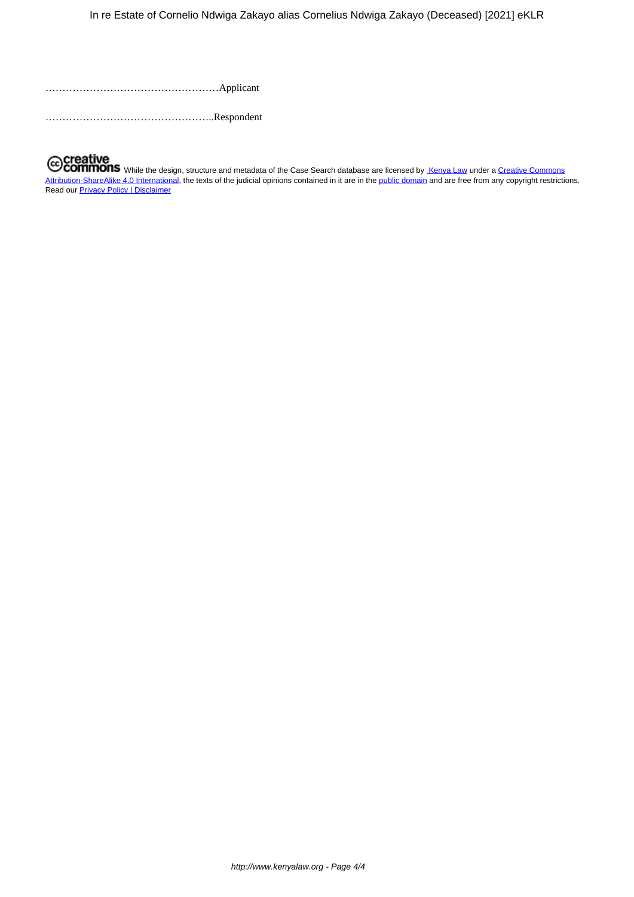……………………………………………Applicant

…………………………………………..Respondent

While the design, structure and metadata of the Case Search database are licensed by Kenya Law under a Creative Commons Attribution-ShareAlike 4.0 International, the texts of the judicial opinions contained in it are in the public domain and are free from any copyright restrictions. Read our Privacy Policy | Disclaimer